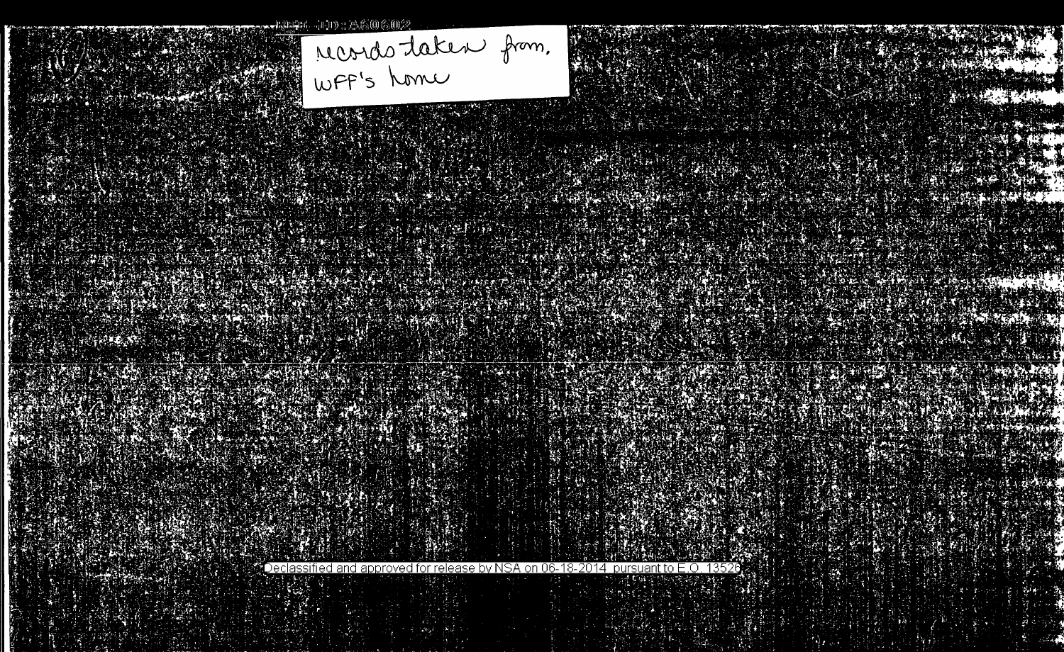records taken from WFF's home

Declassified and approved for release by NSA on 06-18-2014 pursuant to E.O. 13526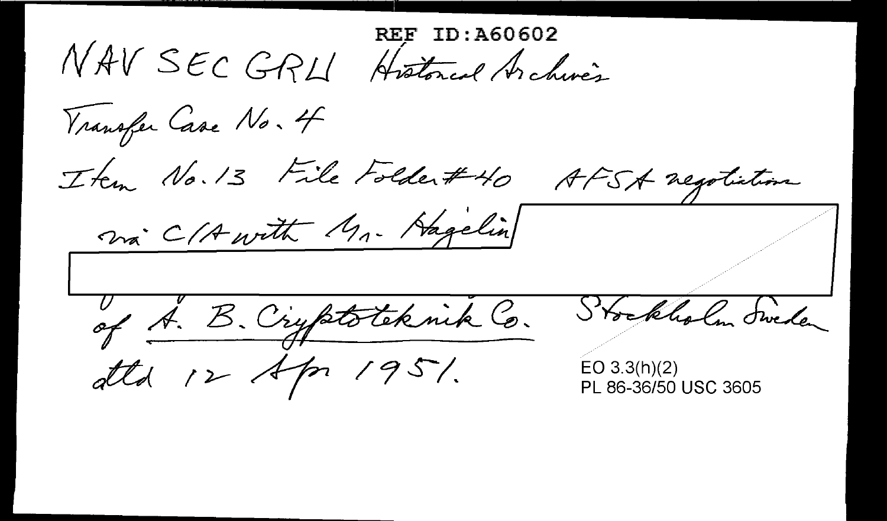REF ID:A60602

NAV SEC GRU Historical Archives

Transfer Case No. 4

Item No. 13 File Folder #40 AFSA negotiation

via C/A with Mr. Hagelin

of A. B. Cryptoteknik Co. Stockholm Sweden

dtd 12 Apr 1951.

EO 3.3(h)(2)
PL 86-36/50 USC 3605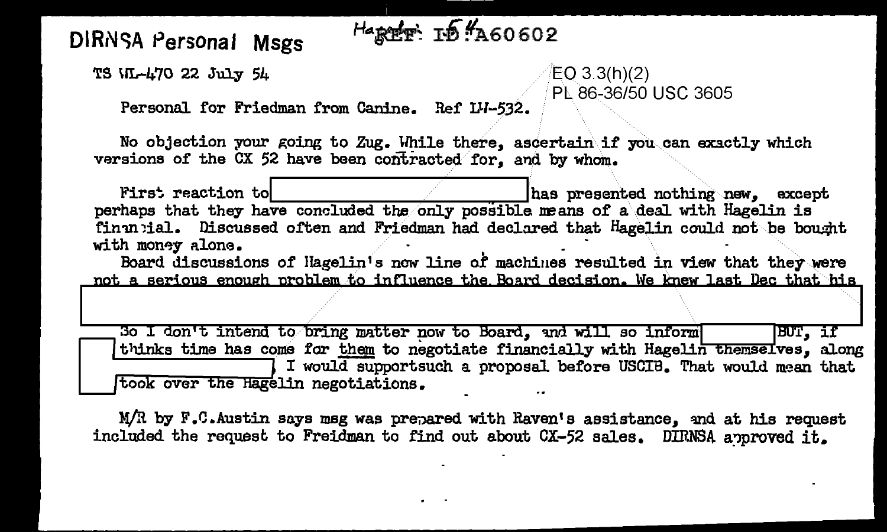# DIRNSA Personal Msgs

Hagelin: 54 REF ID:A60602

TS UL-470 22 July 54

EO 3.3(h)(2)
PL 86-36/50 USC 3605

Personal for Friedman from Canine. Ref LW-532.

No objection your going to Zug. While there, ascertain if you can exactly which versions of the CX 52 have been contracted for, and by whom.

First reaction to [redacted] has presented nothing new, except perhaps that they have concluded the only possible means of a deal with Hagelin is financial. Discussed often and Friedman had declared that Hagelin could not be bought with money alone.

Board discussions of Hagelin's new line of machines resulted in view that they were not a serious enough problem to influence the Board decision. We knew last Dec that his [redacted]

So I don't intend to bring matter now to Board, and will so inform [redacted] BUT, if [redacted] thinks time has come for them to negotiate financially with Hagelin themselves, along [redacted] I would supportsuch a proposal before USCIB. That would mean that [redacted] took over the Hagelin negotiations.

M/R by F.C.Austin says msg was prepared with Raven's assistance, and at his request included the request to Freidman to find out about CX-52 sales. DIRNSA approved it.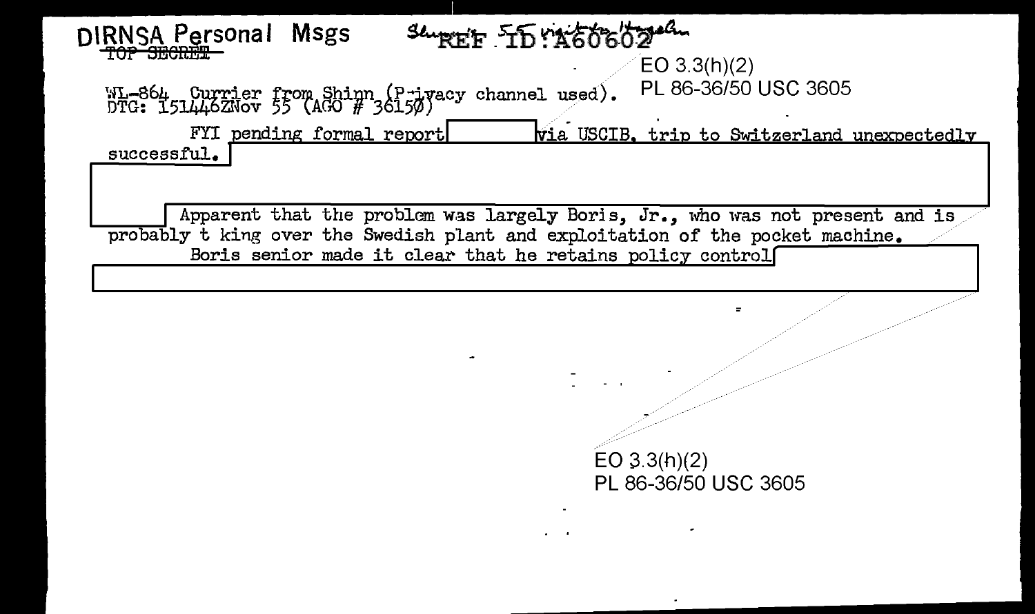DIRNSA Personal Msgs    Shinn's 55 visit to Hagelin  REF ID:A60602

~~TOP SECRET~~

EO 3.3(h)(2)
PL 86-36/50 USC 3605

WL-864 Currier from Shinn (Privacy channel used).
DTG: 151446ZNov 55 (AGO # 36150)

FYI pending formal report [ ] via USCIB, trip to Switzerland unexpectedly successful. [ ]

[ ] Apparent that the problem was largely Boris, Jr., who was not present and is probably taking over the Swedish plant and exploitation of the pocket machine.

Boris senior made it clear that he retains policy control [ ]

EO 3.3(h)(2)
PL 86-36/50 USC 3605